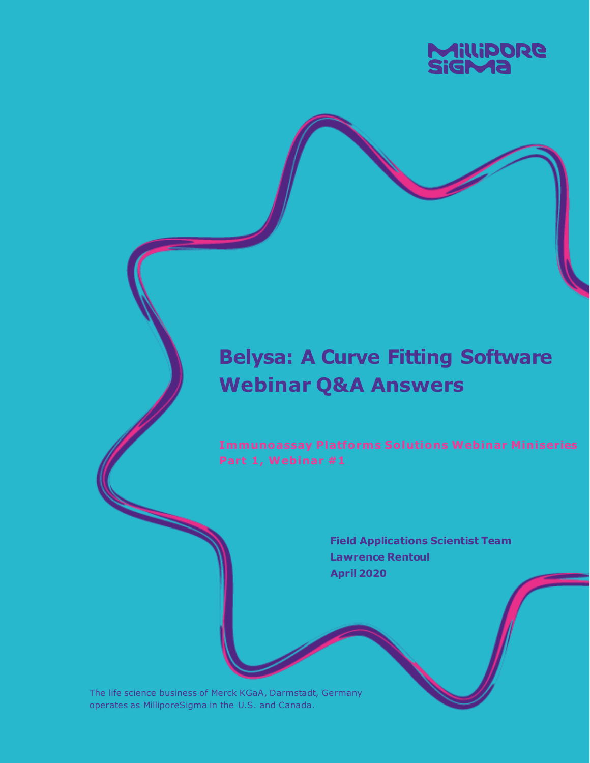MilliporeSigma

# Belysa: A Curve Fitting Software Webinar Q&A Answers

**Immunoassay Platforms Solutions Webinar Miniseries**
**Part 1, Webinar #1**

**Field Applications Scientist Team**
**Lawrence Rentoul**
**April 2020**

The life science business of Merck KGaA, Darmstadt, Germany operates as MilliporeSigma in the U.S. and Canada.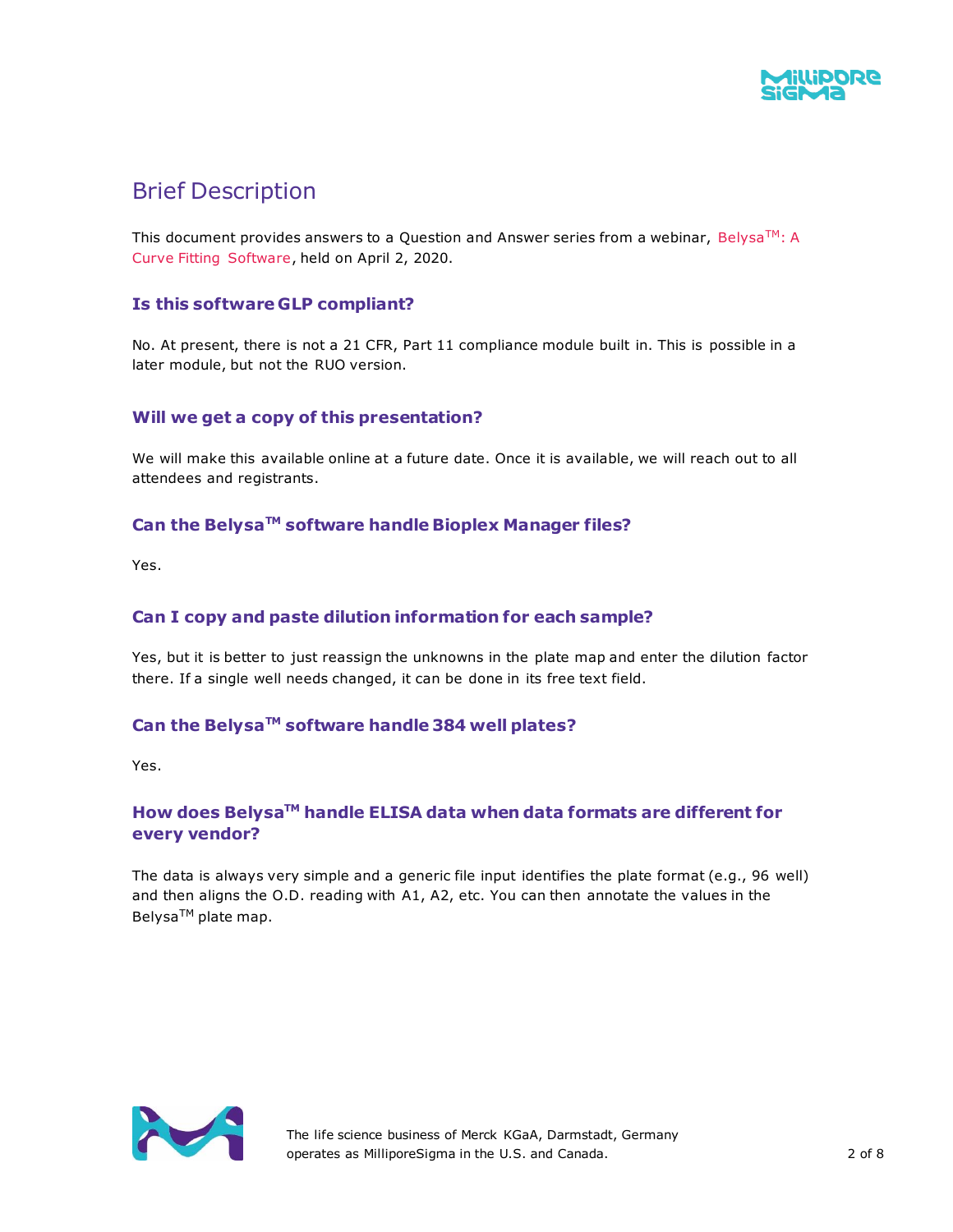## Brief Description

This document provides answers to a Question and Answer series from a webinar, Belysa™: A Curve Fitting Software, held on April 2, 2020.

### Is this software GLP compliant?

No. At present, there is not a 21 CFR, Part 11 compliance module built in. This is possible in a later module, but not the RUO version.

### Will we get a copy of this presentation?

We will make this available online at a future date. Once it is available, we will reach out to all attendees and registrants.

### Can the Belysa™ software handle Bioplex Manager files?

Yes.

### Can I copy and paste dilution information for each sample?

Yes, but it is better to just reassign the unknowns in the plate map and enter the dilution factor there. If a single well needs changed, it can be done in its free text field.

### Can the Belysa™ software handle 384 well plates?

Yes.

### How does Belysa™ handle ELISA data when data formats are different for every vendor?

The data is always very simple and a generic file input identifies the plate format (e.g., 96 well) and then aligns the O.D. reading with A1, A2, etc. You can then annotate the values in the Belysa™ plate map.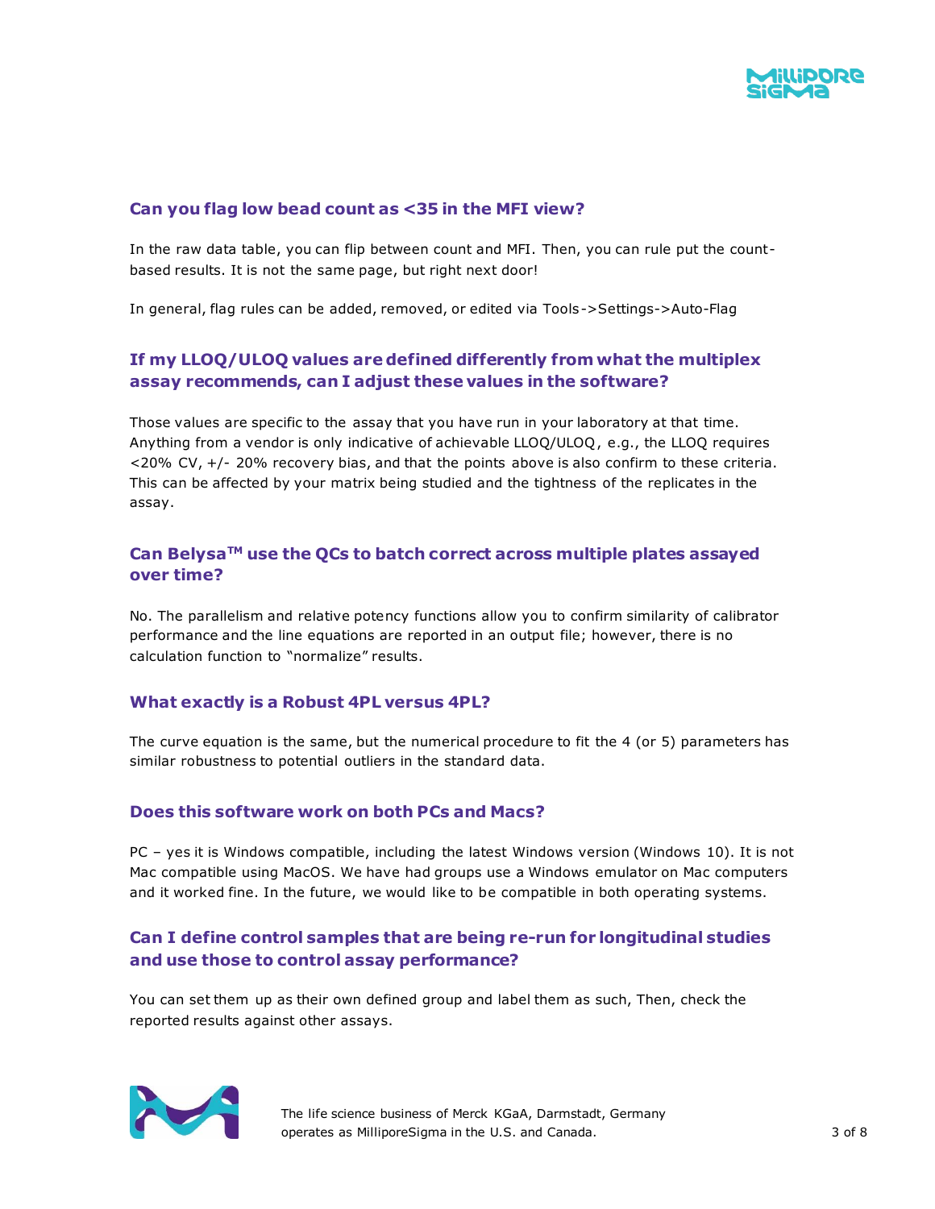### Can you flag low bead count as <35 in the MFI view?

In the raw data table, you can flip between count and MFI. Then, you can rule put the count-based results. It is not the same page, but right next door!

In general, flag rules can be added, removed, or edited via Tools->Settings->Auto-Flag

### If my LLOQ/ULOQ values are defined differently from what the multiplex assay recommends, can I adjust these values in the software?

Those values are specific to the assay that you have run in your laboratory at that time. Anything from a vendor is only indicative of achievable LLOQ/ULOQ, e.g., the LLOQ requires <20% CV, +/- 20% recovery bias, and that the points above is also confirm to these criteria. This can be affected by your matrix being studied and the tightness of the replicates in the assay.

### Can Belysa™ use the QCs to batch correct across multiple plates assayed over time?

No. The parallelism and relative potency functions allow you to confirm similarity of calibrator performance and the line equations are reported in an output file; however, there is no calculation function to "normalize" results.

### What exactly is a Robust 4PL versus 4PL?

The curve equation is the same, but the numerical procedure to fit the 4 (or 5) parameters has similar robustness to potential outliers in the standard data.

### Does this software work on both PCs and Macs?

PC – yes it is Windows compatible, including the latest Windows version (Windows 10). It is not Mac compatible using MacOS. We have had groups use a Windows emulator on Mac computers and it worked fine. In the future, we would like to be compatible in both operating systems.

### Can I define control samples that are being re-run for longitudinal studies and use those to control assay performance?

You can set them up as their own defined group and label them as such, Then, check the reported results against other assays.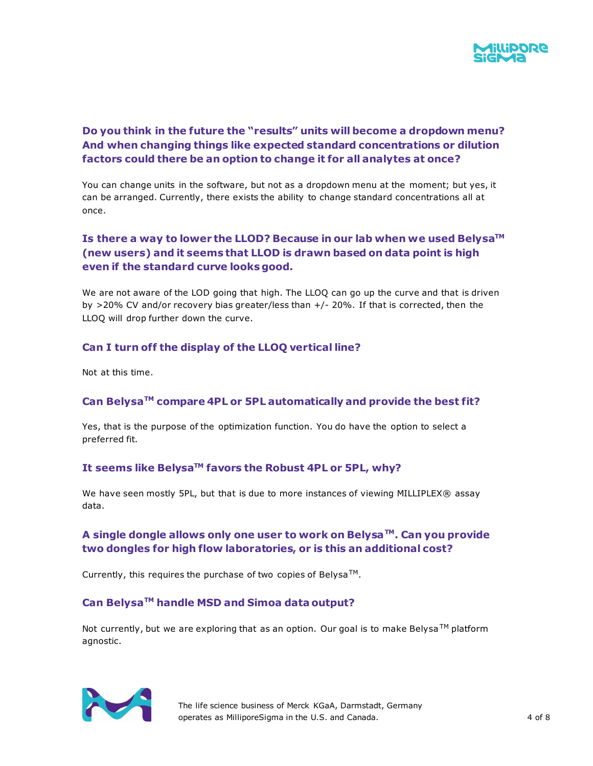### Do you think in the future the "results" units will become a dropdown menu? And when changing things like expected standard concentrations or dilution factors could there be an option to change it for all analytes at once?

You can change units in the software, but not as a dropdown menu at the moment; but yes, it can be arranged. Currently, there exists the ability to change standard concentrations all at once.

### Is there a way to lower the LLOD? Because in our lab when we used Belysa™ (new users) and it seems that LLOD is drawn based on data point is high even if the standard curve looks good.

We are not aware of the LOD going that high. The LLOQ can go up the curve and that is driven by >20% CV and/or recovery bias greater/less than +/- 20%. If that is corrected, then the LLOQ will drop further down the curve.

### Can I turn off the display of the LLOQ vertical line?

Not at this time.

### Can Belysa™ compare 4PL or 5PL automatically and provide the best fit?

Yes, that is the purpose of the optimization function. You do have the option to select a preferred fit.

### It seems like Belysa™ favors the Robust 4PL or 5PL, why?

We have seen mostly 5PL, but that is due to more instances of viewing MILLIPLEX® assay data.

### A single dongle allows only one user to work on Belysa™. Can you provide two dongles for high flow laboratories, or is this an additional cost?

Currently, this requires the purchase of two copies of Belysa™.

### Can Belysa™ handle MSD and Simoa data output?

Not currently, but we are exploring that as an option. Our goal is to make Belysa™ platform agnostic.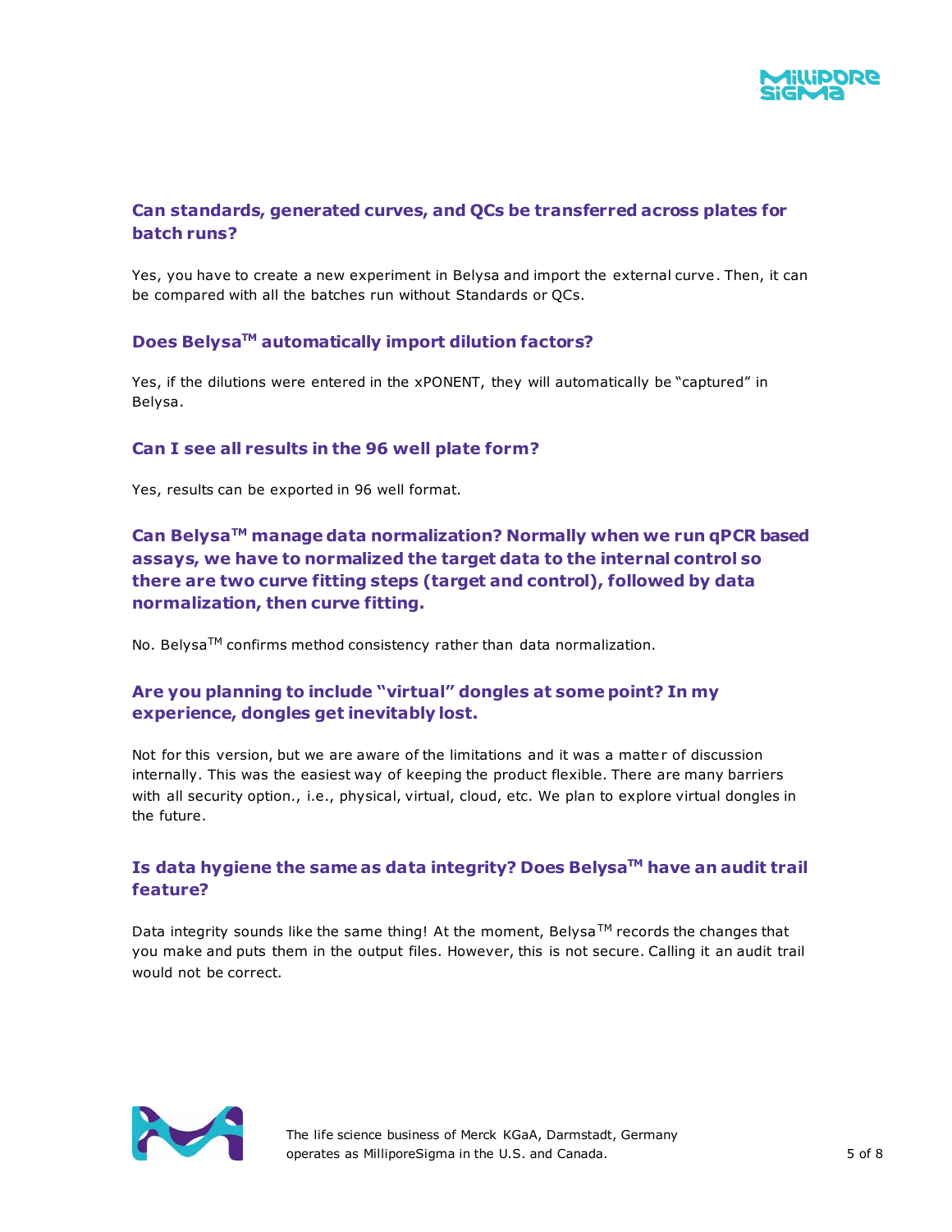### Can standards, generated curves, and QCs be transferred across plates for batch runs?

Yes, you have to create a new experiment in Belysa and import the external curve. Then, it can be compared with all the batches run without Standards or QCs.

### Does Belysa™ automatically import dilution factors?

Yes, if the dilutions were entered in the xPONENT, they will automatically be "captured" in Belysa.

### Can I see all results in the 96 well plate form?

Yes, results can be exported in 96 well format.

### Can Belysa™ manage data normalization? Normally when we run qPCR based assays, we have to normalized the target data to the internal control so there are two curve fitting steps (target and control), followed by data normalization, then curve fitting.

No. Belysa™ confirms method consistency rather than data normalization.

### Are you planning to include "virtual" dongles at some point? In my experience, dongles get inevitably lost.

Not for this version, but we are aware of the limitations and it was a matter of discussion internally. This was the easiest way of keeping the product flexible. There are many barriers with all security option., i.e., physical, virtual, cloud, etc. We plan to explore virtual dongles in the future.

### Is data hygiene the same as data integrity? Does Belysa™ have an audit trail feature?

Data integrity sounds like the same thing! At the moment, Belysa™ records the changes that you make and puts them in the output files. However, this is not secure. Calling it an audit trail would not be correct.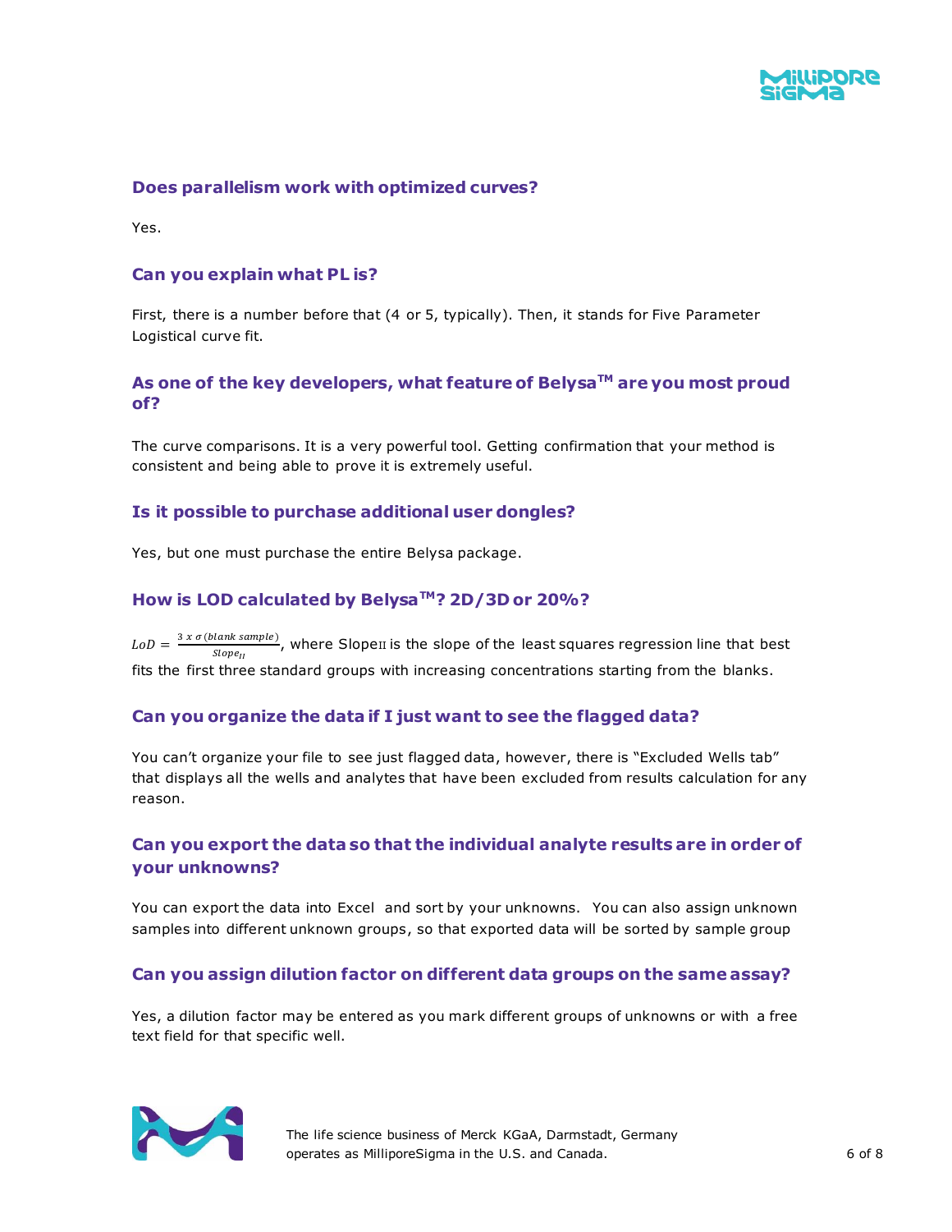### Does parallelism work with optimized curves?

Yes.

### Can you explain what PL is?

First, there is a number before that (4 or 5, typically). Then, it stands for Five Parameter Logistical curve fit.

### As one of the key developers, what feature of Belysa™ are you most proud of?

The curve comparisons. It is a very powerful tool. Getting confirmation that your method is consistent and being able to prove it is extremely useful.

### Is it possible to purchase additional user dongles?

Yes, but one must purchase the entire Belysa package.

### How is LOD calculated by Belysa™? 2D/3D or 20%?

$LoD = \frac{3 \ x \ \sigma \, (blank \ sample)}{Slope_{II}}$, where $Slope_{II}$ is the slope of the least squares regression line that best fits the first three standard groups with increasing concentrations starting from the blanks.

### Can you organize the data if I just want to see the flagged data?

You can't organize your file to see just flagged data, however, there is "Excluded Wells tab" that displays all the wells and analytes that have been excluded from results calculation for any reason.

### Can you export the data so that the individual analyte results are in order of your unknowns?

You can export the data into Excel and sort by your unknowns. You can also assign unknown samples into different unknown groups, so that exported data will be sorted by sample group

### Can you assign dilution factor on different data groups on the same assay?

Yes, a dilution factor may be entered as you mark different groups of unknowns or with a free text field for that specific well.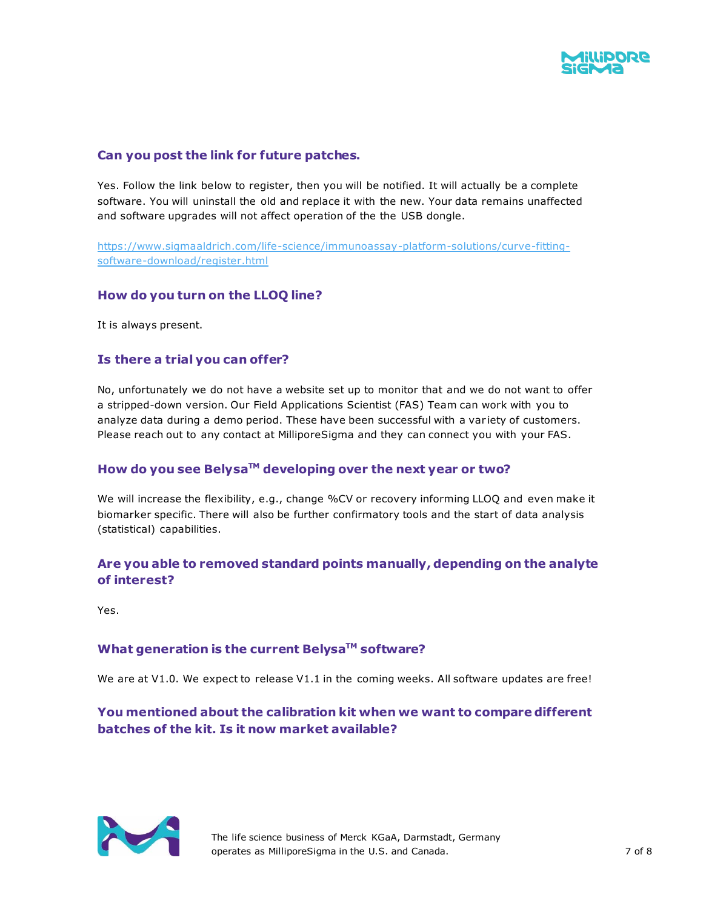### Can you post the link for future patches.

Yes. Follow the link below to register, then you will be notified. It will actually be a complete software. You will uninstall the old and replace it with the new. Your data remains unaffected and software upgrades will not affect operation of the the USB dongle.

https://www.sigmaaldrich.com/life-science/immunoassay-platform-solutions/curve-fitting-software-download/register.html

### How do you turn on the LLOQ line?

It is always present.

### Is there a trial you can offer?

No, unfortunately we do not have a website set up to monitor that and we do not want to offer a stripped-down version. Our Field Applications Scientist (FAS) Team can work with you to analyze data during a demo period. These have been successful with a variety of customers. Please reach out to any contact at MilliporeSigma and they can connect you with your FAS.

### How do you see Belysa™ developing over the next year or two?

We will increase the flexibility, e.g., change %CV or recovery informing LLOQ and even make it biomarker specific. There will also be further confirmatory tools and the start of data analysis (statistical) capabilities.

### Are you able to removed standard points manually, depending on the analyte of interest?

Yes.

### What generation is the current Belysa™ software?

We are at V1.0. We expect to release V1.1 in the coming weeks. All software updates are free!

### You mentioned about the calibration kit when we want to compare different batches of the kit. Is it now market available?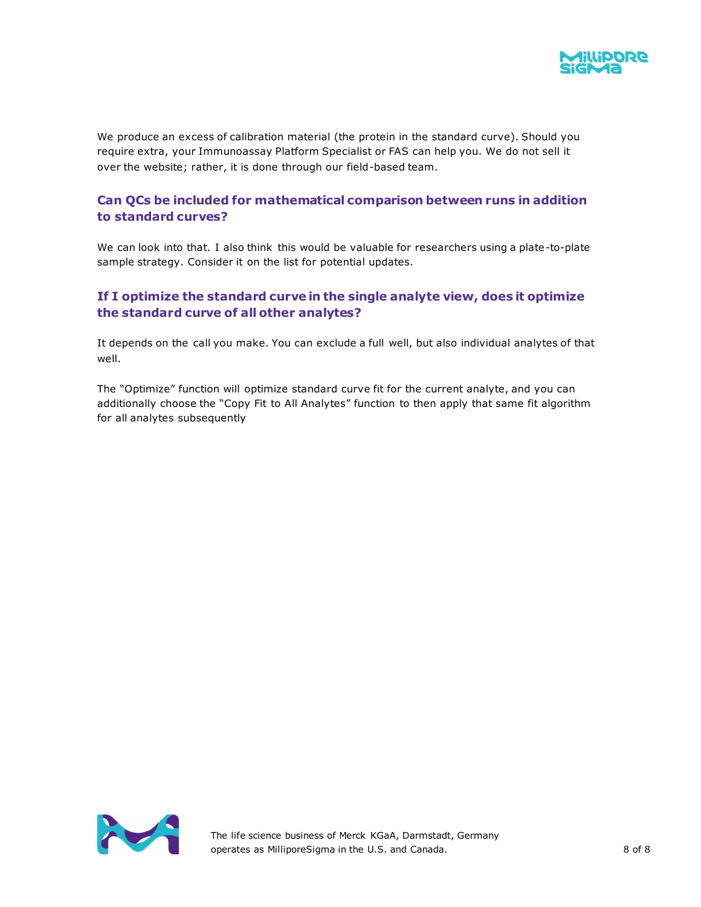We produce an excess of calibration material (the protein in the standard curve). Should you require extra, your Immunoassay Platform Specialist or FAS can help you. We do not sell it over the website; rather, it is done through our field-based team.

### Can QCs be included for mathematical comparison between runs in addition to standard curves?

We can look into that. I also think this would be valuable for researchers using a plate-to-plate sample strategy. Consider it on the list for potential updates.

### If I optimize the standard curve in the single analyte view, does it optimize the standard curve of all other analytes?

It depends on the call you make. You can exclude a full well, but also individual analytes of that well.

The "Optimize" function will optimize standard curve fit for the current analyte, and you can additionally choose the "Copy Fit to All Analytes" function to then apply that same fit algorithm for all analytes subsequently